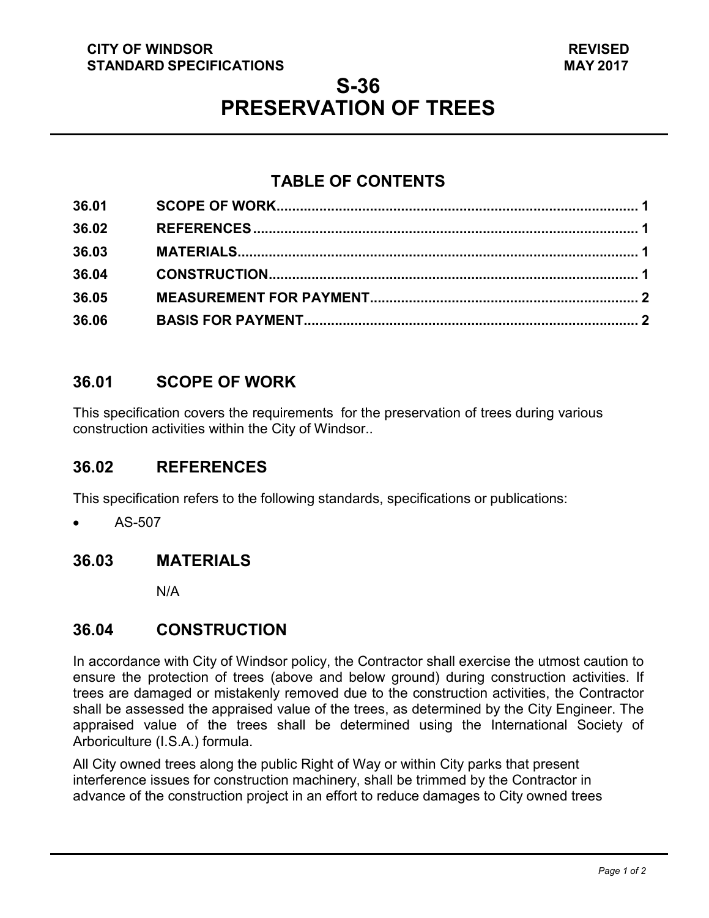**CITY OF WINDSOR** **REVISED**
**STANDARD SPECIFICATIONS** **MAY 2017**

# S-36
# PRESERVATION OF TREES

## TABLE OF CONTENTS

| | | |
|---|---|---|
| 36.01 | SCOPE OF WORK | 1 |
| 36.02 | REFERENCES | 1 |
| 36.03 | MATERIALS | 1 |
| 36.04 | CONSTRUCTION | 1 |
| 36.05 | MEASUREMENT FOR PAYMENT | 2 |
| 36.06 | BASIS FOR PAYMENT | 2 |

## 36.01 SCOPE OF WORK

This specification covers the requirements for the preservation of trees during various construction activities within the City of Windsor..

## 36.02 REFERENCES

This specification refers to the following standards, specifications or publications:

- AS-507

## 36.03 MATERIALS

N/A

## 36.04 CONSTRUCTION

In accordance with City of Windsor policy, the Contractor shall exercise the utmost caution to ensure the protection of trees (above and below ground) during construction activities. If trees are damaged or mistakenly removed due to the construction activities, the Contractor shall be assessed the appraised value of the trees, as determined by the City Engineer. The appraised value of the trees shall be determined using the International Society of Arboriculture (I.S.A.) formula.

All City owned trees along the public Right of Way or within City parks that present interference issues for construction machinery, shall be trimmed by the Contractor in advance of the construction project in an effort to reduce damages to City owned trees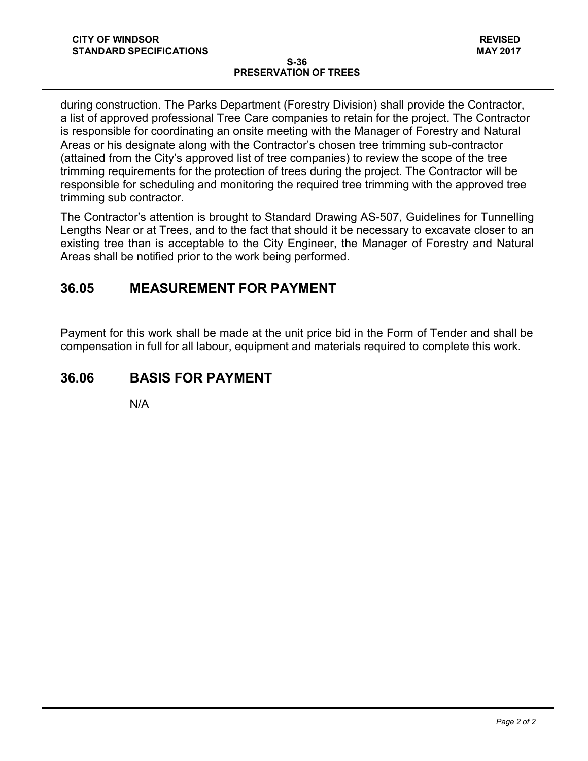during construction. The Parks Department (Forestry Division) shall provide the Contractor, a list of approved professional Tree Care companies to retain for the project. The Contractor is responsible for coordinating an onsite meeting with the Manager of Forestry and Natural Areas or his designate along with the Contractor's chosen tree trimming sub-contractor (attained from the City's approved list of tree companies) to review the scope of the tree trimming requirements for the protection of trees during the project. The Contractor will be responsible for scheduling and monitoring the required tree trimming with the approved tree trimming sub contractor.

The Contractor's attention is brought to Standard Drawing AS-507, Guidelines for Tunnelling Lengths Near or at Trees, and to the fact that should it be necessary to excavate closer to an existing tree than is acceptable to the City Engineer, the Manager of Forestry and Natural Areas shall be notified prior to the work being performed.

## 36.05 MEASUREMENT FOR PAYMENT

Payment for this work shall be made at the unit price bid in the Form of Tender and shall be compensation in full for all labour, equipment and materials required to complete this work.

## 36.06 BASIS FOR PAYMENT

N/A